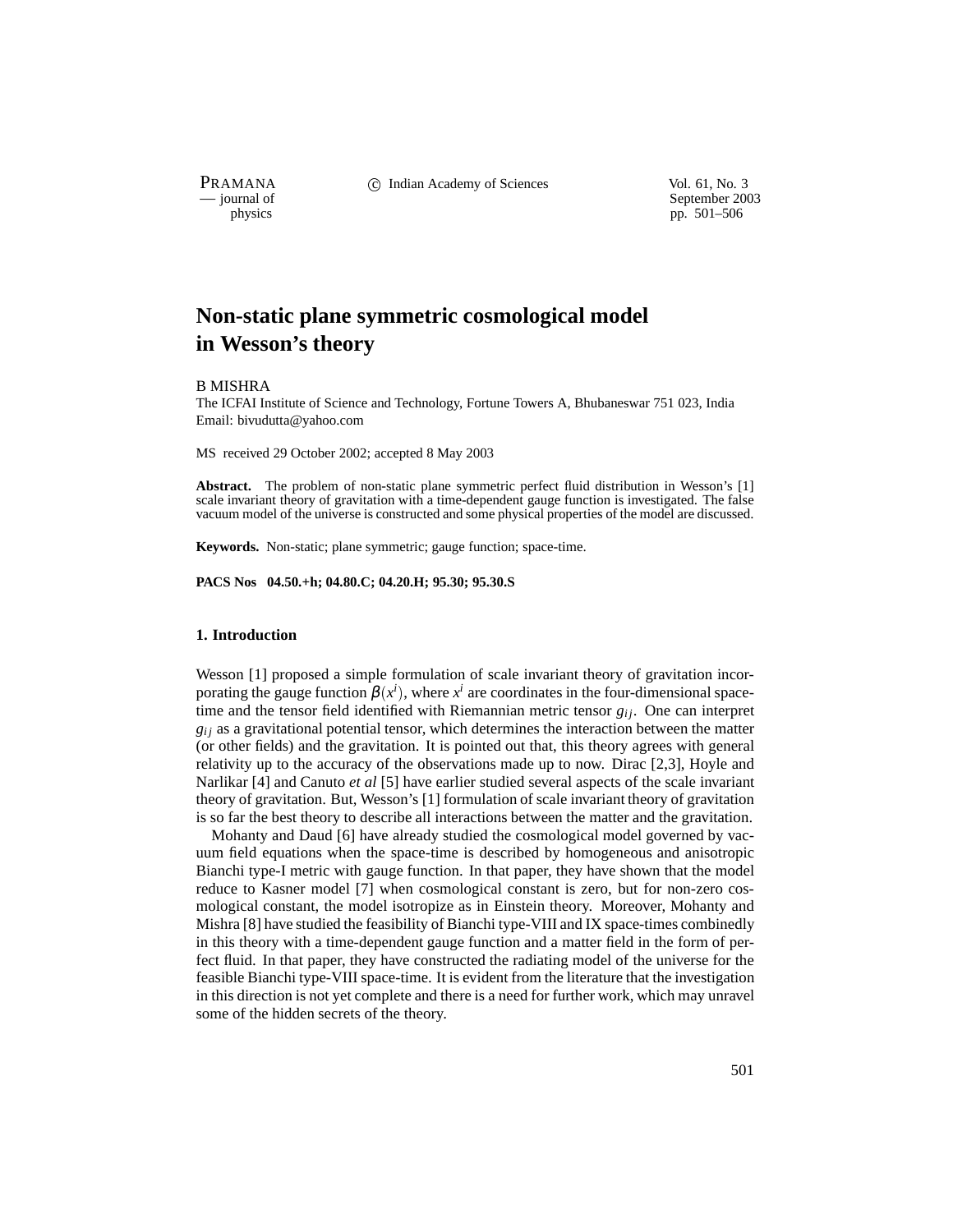# Non-static plane symmetric cosmological model in Wesson's theory

B MISHRA

The ICFAI Institute of Science and Technology, Fortune Towers A, Bhubaneswar 751 023, India
Email: bivudutta@yahoo.com

MS received 29 October 2002; accepted 8 May 2003

**Abstract.** The problem of non-static plane symmetric perfect fluid distribution in Wesson's [1] scale invariant theory of gravitation with a time-dependent gauge function is investigated. The false vacuum model of the universe is constructed and some physical properties of the model are discussed.

**Keywords.** Non-static; plane symmetric; gauge function; space-time.

**PACS Nos 04.50.+h; 04.80.C; 04.20.H; 95.30; 95.30.S**

## 1. Introduction

Wesson [1] proposed a simple formulation of scale invariant theory of gravitation incorporating the gauge function $\beta(x^i)$, where $x^i$ are coordinates in the four-dimensional space-time and the tensor field identified with Riemannian metric tensor $g_{ij}$. One can interpret $g_{ij}$ as a gravitational potential tensor, which determines the interaction between the matter (or other fields) and the gravitation. It is pointed out that, this theory agrees with general relativity up to the accuracy of the observations made up to now. Dirac [2,3], Hoyle and Narlikar [4] and Canuto *et al* [5] have earlier studied several aspects of the scale invariant theory of gravitation. But, Wesson's [1] formulation of scale invariant theory of gravitation is so far the best theory to describe all interactions between the matter and the gravitation.

Mohanty and Daud [6] have already studied the cosmological model governed by vacuum field equations when the space-time is described by homogeneous and anisotropic Bianchi type-I metric with gauge function. In that paper, they have shown that the model reduce to Kasner model [7] when cosmological constant is zero, but for non-zero cosmological constant, the model isotropize as in Einstein theory. Moreover, Mohanty and Mishra [8] have studied the feasibility of Bianchi type-VIII and IX space-times combinedly in this theory with a time-dependent gauge function and a matter field in the form of perfect fluid. In that paper, they have constructed the radiating model of the universe for the feasible Bianchi type-VIII space-time. It is evident from the literature that the investigation in this direction is not yet complete and there is a need for further work, which may unravel some of the hidden secrets of the theory.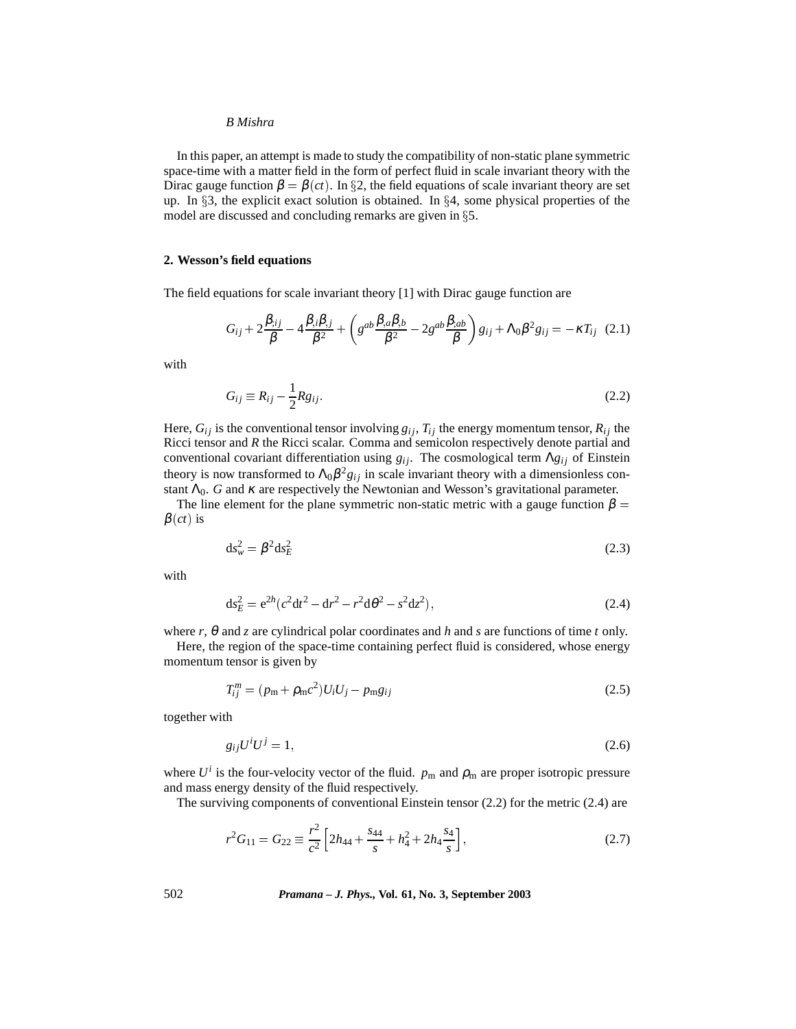In this paper, an attempt is made to study the compatibility of non-static plane symmetric space-time with a matter field in the form of perfect fluid in scale invariant theory with the Dirac gauge function $\beta = \beta(ct)$. In §2, the field equations of scale invariant theory are set up. In §3, the explicit exact solution is obtained. In §4, some physical properties of the model are discussed and concluding remarks are given in §5.

## 2. Wesson's field equations

The field equations for scale invariant theory [1] with Dirac gauge function are

$$G_{ij} + 2\frac{\beta_{;ij}}{\beta} - 4\frac{\beta_{,i}\beta_{,j}}{\beta^2} + \left(g^{ab}\frac{\beta_{,a}\beta_{,b}}{\beta^2} - 2g^{ab}\frac{\beta_{;ab}}{\beta}\right)g_{ij} + \Lambda_0\beta^2 g_{ij} = -\kappa T_{ij} \quad (2.1)$$

with

$$G_{ij} \equiv R_{ij} - \frac{1}{2}Rg_{ij}. \quad (2.2)$$

Here, $G_{ij}$ is the conventional tensor involving $g_{ij}$, $T_{ij}$ the energy momentum tensor, $R_{ij}$ the Ricci tensor and $R$ the Ricci scalar. Comma and semicolon respectively denote partial and conventional covariant differentiation using $g_{ij}$. The cosmological term $\Lambda g_{ij}$ of Einstein theory is now transformed to $\Lambda_0\beta^2 g_{ij}$ in scale invariant theory with a dimensionless constant $\Lambda_0$. $G$ and $\kappa$ are respectively the Newtonian and Wesson's gravitational parameter.

The line element for the plane symmetric non-static metric with a gauge function $\beta = \beta(ct)$ is

$$\mathrm{d}s_w^2 = \beta^2 \mathrm{d}s_E^2 \quad (2.3)$$

with

$$\mathrm{d}s_E^2 = \mathrm{e}^{2h}(c^2\mathrm{d}t^2 - \mathrm{d}r^2 - r^2\mathrm{d}\theta^2 - s^2\mathrm{d}z^2), \quad (2.4)$$

where $r$, $\theta$ and $z$ are cylindrical polar coordinates and $h$ and $s$ are functions of time $t$ only.

Here, the region of the space-time containing perfect fluid is considered, whose energy momentum tensor is given by

$$T_{ij}^m = (p_\mathrm{m} + \rho_\mathrm{m}c^2)U_iU_j - p_\mathrm{m}g_{ij} \quad (2.5)$$

together with

$$g_{ij}U^iU^j = 1, \quad (2.6)$$

where $U^i$ is the four-velocity vector of the fluid. $p_\mathrm{m}$ and $\rho_\mathrm{m}$ are proper isotropic pressure and mass energy density of the fluid respectively.

The surviving components of conventional Einstein tensor (2.2) for the metric (2.4) are

$$r^2G_{11} = G_{22} \equiv \frac{r^2}{c^2}\left[2h_{44} + \frac{s_{44}}{s} + h_4^2 + 2h_4\frac{s_4}{s}\right], \quad (2.7)$$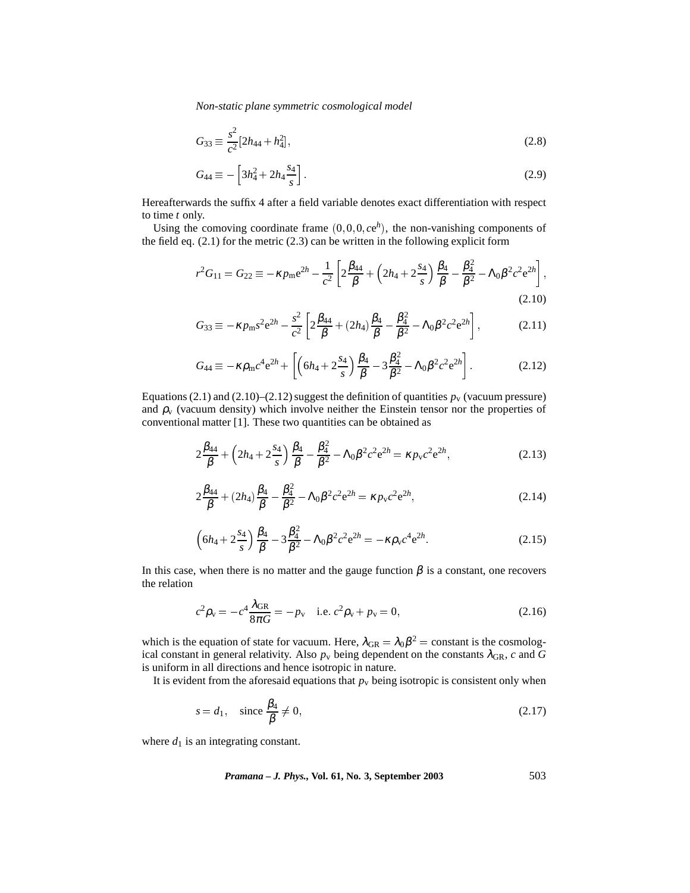$$G_{33} \equiv \frac{s^2}{c^2}[2h_{44} + h_4^2], \tag{2.8}$$

$$G_{44} \equiv -\left[3h_4^2 + 2h_4\frac{s_4}{s}\right]. \tag{2.9}$$

Hereafterwards the suffix 4 after a field variable denotes exact differentiation with respect to time $t$ only.

Using the comoving coordinate frame $(0,0,0,ce^h)$, the non-vanishing components of the field eq. (2.1) for the metric (2.3) can be written in the following explicit form

$$r^2 G_{11} = G_{22} \equiv -\kappa p_{\mathrm{m}} \mathrm{e}^{2h} - \frac{1}{c^2}\left[2\frac{\beta_{44}}{\beta} + \left(2h_4 + 2\frac{s_4}{s}\right)\frac{\beta_4}{\beta} - \frac{\beta_4^2}{\beta^2} - \Lambda_0 \beta^2 c^2 \mathrm{e}^{2h}\right], \tag{2.10}$$

$$G_{33} \equiv -\kappa p_{\mathrm{m}} s^2 \mathrm{e}^{2h} - \frac{s^2}{c^2}\left[2\frac{\beta_{44}}{\beta} + (2h_4)\frac{\beta_4}{\beta} - \frac{\beta_4^2}{\beta^2} - \Lambda_0 \beta^2 c^2 \mathrm{e}^{2h}\right], \tag{2.11}$$

$$G_{44} \equiv -\kappa \rho_{\mathrm{m}} c^4 \mathrm{e}^{2h} + \left[\left(6h_4 + 2\frac{s_4}{s}\right)\frac{\beta_4}{\beta} - 3\frac{\beta_4^2}{\beta^2} - \Lambda_0 \beta^2 c^2 \mathrm{e}^{2h}\right]. \tag{2.12}$$

Equations (2.1) and (2.10)–(2.12) suggest the definition of quantities $p_{\mathrm{v}}$ (vacuum pressure) and $\rho_{\mathrm{v}}$ (vacuum density) which involve neither the Einstein tensor nor the properties of conventional matter [1]. These two quantities can be obtained as

$$2\frac{\beta_{44}}{\beta} + \left(2h_4 + 2\frac{s_4}{s}\right)\frac{\beta_4}{\beta} - \frac{\beta_4^2}{\beta^2} - \Lambda_0 \beta^2 c^2 \mathrm{e}^{2h} = \kappa p_{\mathrm{v}} c^2 \mathrm{e}^{2h}, \tag{2.13}$$

$$2\frac{\beta_{44}}{\beta} + (2h_4)\frac{\beta_4}{\beta} - \frac{\beta_4^2}{\beta^2} - \Lambda_0 \beta^2 c^2 \mathrm{e}^{2h} = \kappa p_{\mathrm{v}} c^2 \mathrm{e}^{2h}, \tag{2.14}$$

$$\left(6h_4 + 2\frac{s_4}{s}\right)\frac{\beta_4}{\beta} - 3\frac{\beta_4^2}{\beta^2} - \Lambda_0 \beta^2 c^2 \mathrm{e}^{2h} = -\kappa \rho_{\mathrm{v}} c^4 \mathrm{e}^{2h}. \tag{2.15}$$

In this case, when there is no matter and the gauge function $\beta$ is a constant, one recovers the relation

$$c^2 \rho_{\mathrm{v}} = -c^4 \frac{\lambda_{\mathrm{GR}}}{8\pi G} = -p_{\mathrm{v}} \quad \text{i.e. } c^2 \rho_{\mathrm{v}} + p_{\mathrm{v}} = 0, \tag{2.16}$$

which is the equation of state for vacuum. Here, $\lambda_{\mathrm{GR}} = \lambda_0 \beta^2 =$ constant is the cosmological constant in general relativity. Also $p_{\mathrm{v}}$ being dependent on the constants $\lambda_{\mathrm{GR}}$, $c$ and $G$ is uniform in all directions and hence isotropic in nature.

It is evident from the aforesaid equations that $p_{\mathrm{v}}$ being isotropic is consistent only when

$$s = d_1, \quad \text{since } \frac{\beta_4}{\beta} \neq 0, \tag{2.17}$$

where $d_1$ is an integrating constant.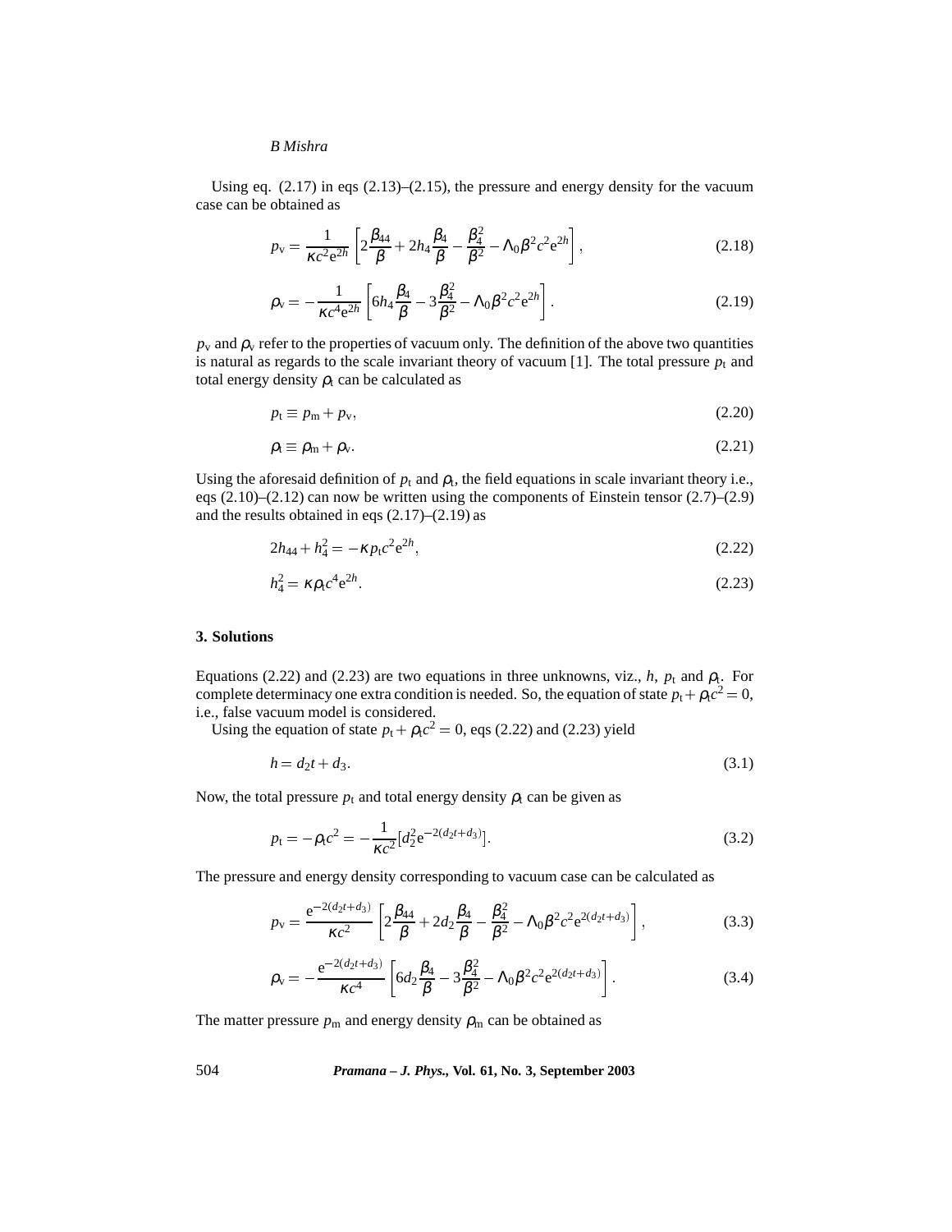Using eq. (2.17) in eqs (2.13)–(2.15), the pressure and energy density for the vacuum case can be obtained as

$$p_{\rm v} = \frac{1}{\kappa c^2 {\rm e}^{2h}}\left[2\frac{\beta_{44}}{\beta} + 2h_4\frac{\beta_4}{\beta} - \frac{\beta_4^2}{\beta^2} - \Lambda_0\beta^2 c^2 {\rm e}^{2h}\right], \tag{2.18}$$

$$\rho_{\rm v} = -\frac{1}{\kappa c^4 {\rm e}^{2h}}\left[6h_4\frac{\beta_4}{\beta} - 3\frac{\beta_4^2}{\beta^2} - \Lambda_0\beta^2 c^2 {\rm e}^{2h}\right]. \tag{2.19}$$

$p_{\rm v}$ and $\rho_{\rm v}$ refer to the properties of vacuum only. The definition of the above two quantities is natural as regards to the scale invariant theory of vacuum [1]. The total pressure $p_{\rm t}$ and total energy density $\rho_{\rm t}$ can be calculated as

$$p_{\rm t} \equiv p_{\rm m} + p_{\rm v}, \tag{2.20}$$

$$\rho_{\rm t} \equiv \rho_{\rm m} + \rho_{\rm v}. \tag{2.21}$$

Using the aforesaid definition of $p_{\rm t}$ and $\rho_{\rm t}$, the field equations in scale invariant theory i.e., eqs (2.10)–(2.12) can now be written using the components of Einstein tensor (2.7)–(2.9) and the results obtained in eqs (2.17)–(2.19) as

$$2h_{44} + h_4^2 = -\kappa p_{\rm t} c^2 {\rm e}^{2h}, \tag{2.22}$$

$$h_4^2 = \kappa \rho_{\rm t} c^4 {\rm e}^{2h}. \tag{2.23}$$

## 3. Solutions

Equations (2.22) and (2.23) are two equations in three unknowns, viz., $h$, $p_{\rm t}$ and $\rho_{\rm t}$. For complete determinacy one extra condition is needed. So, the equation of state $p_{\rm t} + \rho_{\rm t} c^2 = 0$, i.e., false vacuum model is considered.

Using the equation of state $p_{\rm t} + \rho_{\rm t} c^2 = 0$, eqs (2.22) and (2.23) yield

$$h = d_2 t + d_3. \tag{3.1}$$

Now, the total pressure $p_{\rm t}$ and total energy density $\rho_{\rm t}$ can be given as

$$p_{\rm t} = -\rho_{\rm t} c^2 = -\frac{1}{\kappa c^2}[d_2^2 {\rm e}^{-2(d_2 t + d_3)}]. \tag{3.2}$$

The pressure and energy density corresponding to vacuum case can be calculated as

$$p_{\rm v} = \frac{{\rm e}^{-2(d_2 t + d_3)}}{\kappa c^2}\left[2\frac{\beta_{44}}{\beta} + 2d_2\frac{\beta_4}{\beta} - \frac{\beta_4^2}{\beta^2} - \Lambda_0\beta^2 c^2 {\rm e}^{2(d_2 t + d_3)}\right], \tag{3.3}$$

$$\rho_{\rm v} = -\frac{{\rm e}^{-2(d_2 t + d_3)}}{\kappa c^4}\left[6d_2\frac{\beta_4}{\beta} - 3\frac{\beta_4^2}{\beta^2} - \Lambda_0\beta^2 c^2 {\rm e}^{2(d_2 t + d_3)}\right]. \tag{3.4}$$

The matter pressure $p_{\rm m}$ and energy density $\rho_{\rm m}$ can be obtained as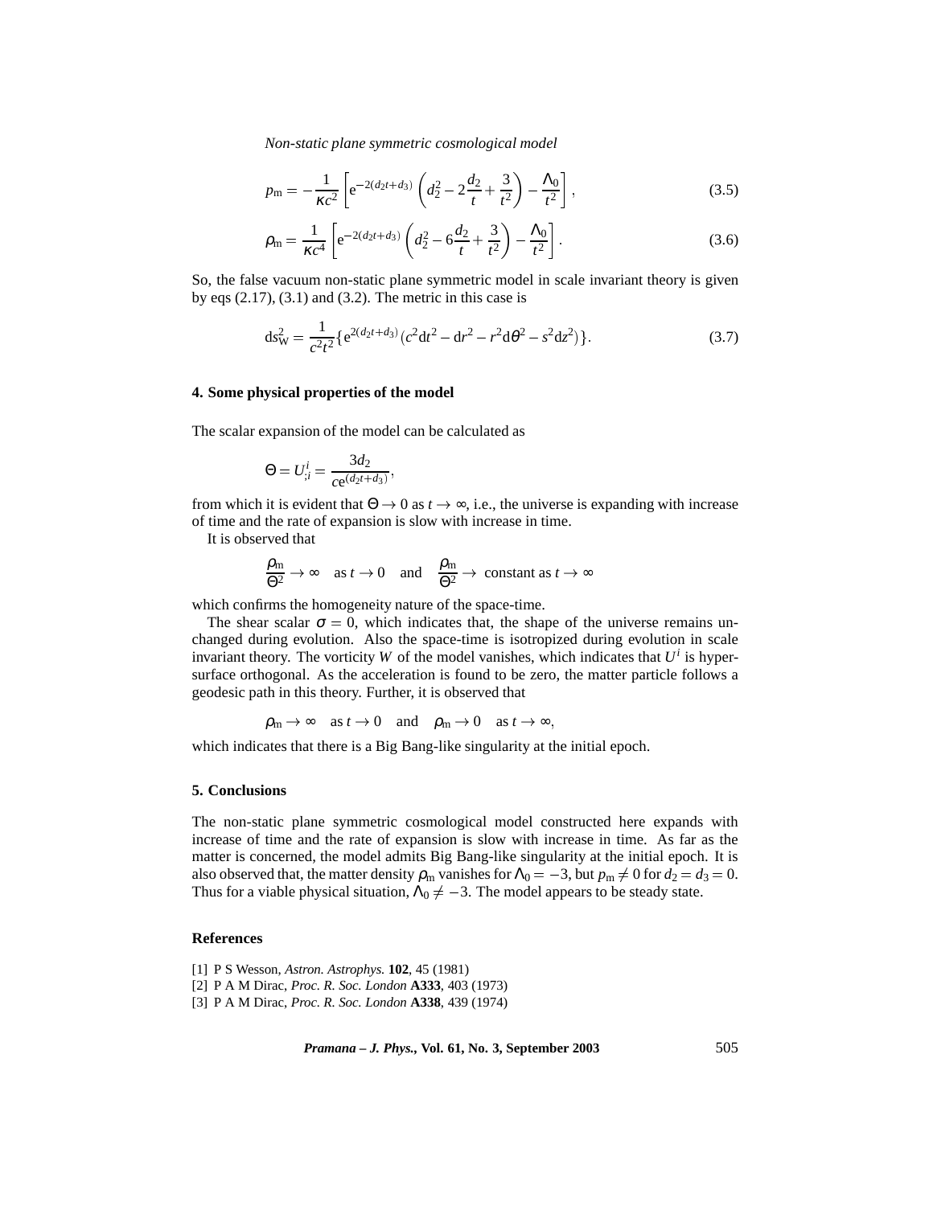$$p_{\mathrm{m}} = -\frac{1}{\kappa c^2}\left[\mathrm{e}^{-2(d_2 t + d_3)}\left(d_2^2 - 2\frac{d_2}{t} + \frac{3}{t^2}\right) - \frac{\Lambda_0}{t^2}\right], \tag{3.5}$$

$$\rho_{\mathrm{m}} = \frac{1}{\kappa c^4}\left[\mathrm{e}^{-2(d_2 t + d_3)}\left(d_2^2 - 6\frac{d_2}{t} + \frac{3}{t^2}\right) - \frac{\Lambda_0}{t^2}\right]. \tag{3.6}$$

So, the false vacuum non-static plane symmetric model in scale invariant theory is given by eqs (2.17), (3.1) and (3.2). The metric in this case is

$$\mathrm{d}s_{\mathrm{W}}^2 = \frac{1}{c^2 t^2}\{\mathrm{e}^{2(d_2 t + d_3)}(c^2\mathrm{d}t^2 - \mathrm{d}r^2 - r^2\mathrm{d}\theta^2 - s^2\mathrm{d}z^2)\}. \tag{3.7}$$

## 4. Some physical properties of the model

The scalar expansion of the model can be calculated as

$$\Theta = U^i_{;i} = \frac{3d_2}{c\mathrm{e}^{(d_2 t + d_3)}},$$

from which it is evident that $\Theta \to 0$ as $t \to \infty$, i.e., the universe is expanding with increase of time and the rate of expansion is slow with increase in time.

It is observed that

$$\frac{\rho_{\mathrm{m}}}{\Theta^2} \to \infty \quad \text{as } t \to 0 \quad \text{and} \quad \frac{\rho_{\mathrm{m}}}{\Theta^2} \to \text{ constant as } t \to \infty$$

which confirms the homogeneity nature of the space-time.

The shear scalar $\sigma = 0$, which indicates that, the shape of the universe remains unchanged during evolution. Also the space-time is isotropized during evolution in scale invariant theory. The vorticity $W$ of the model vanishes, which indicates that $U^i$ is hypersurface orthogonal. As the acceleration is found to be zero, the matter particle follows a geodesic path in this theory. Further, it is observed that

$$\rho_{\mathrm{m}} \to \infty \quad \text{as } t \to 0 \quad \text{and} \quad \rho_{\mathrm{m}} \to 0 \quad \text{as } t \to \infty,$$

which indicates that there is a Big Bang-like singularity at the initial epoch.

## 5. Conclusions

The non-static plane symmetric cosmological model constructed here expands with increase of time and the rate of expansion is slow with increase in time. As far as the matter is concerned, the model admits Big Bang-like singularity at the initial epoch. It is also observed that, the matter density $\rho_{\mathrm{m}}$ vanishes for $\Lambda_0 = -3$, but $p_{\mathrm{m}} \neq 0$ for $d_2 = d_3 = 0$. Thus for a viable physical situation, $\Lambda_0 \neq -3$. The model appears to be steady state.

## References

[1] P S Wesson, *Astron. Astrophys.* **102**, 45 (1981)

[2] P A M Dirac, *Proc. R. Soc. London* **A333**, 403 (1973)

[3] P A M Dirac, *Proc. R. Soc. London* **A338**, 439 (1974)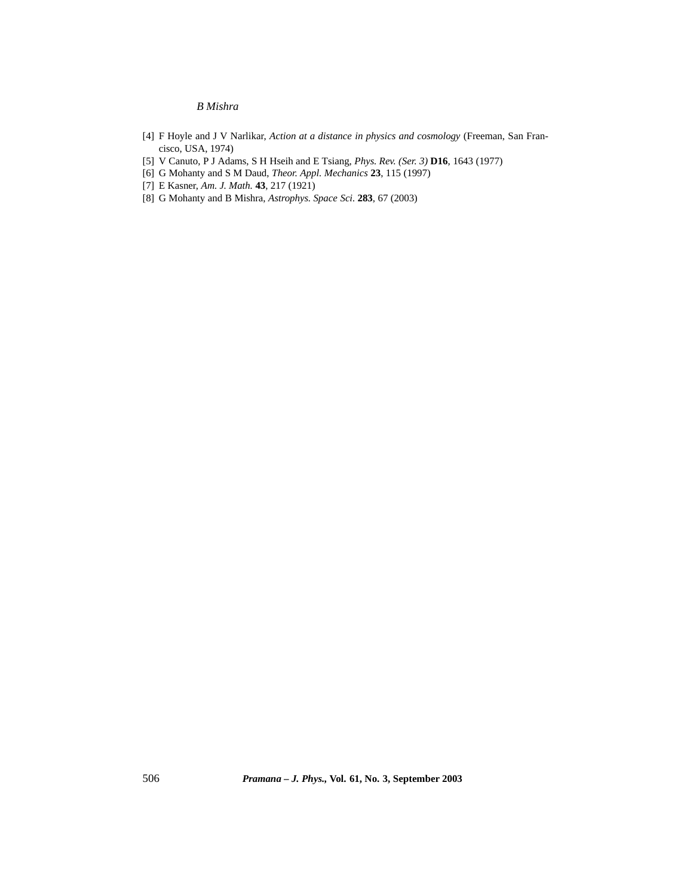[4] F Hoyle and J V Narlikar, *Action at a distance in physics and cosmology* (Freeman, San Francisco, USA, 1974)
[5] V Canuto, P J Adams, S H Hseih and E Tsiang, *Phys. Rev. (Ser. 3)* **D16**, 1643 (1977)
[6] G Mohanty and S M Daud, *Theor. Appl. Mechanics* **23**, 115 (1997)
[7] E Kasner, *Am. J. Math.* **43**, 217 (1921)
[8] G Mohanty and B Mishra, *Astrophys. Space Sci.* **283**, 67 (2003)